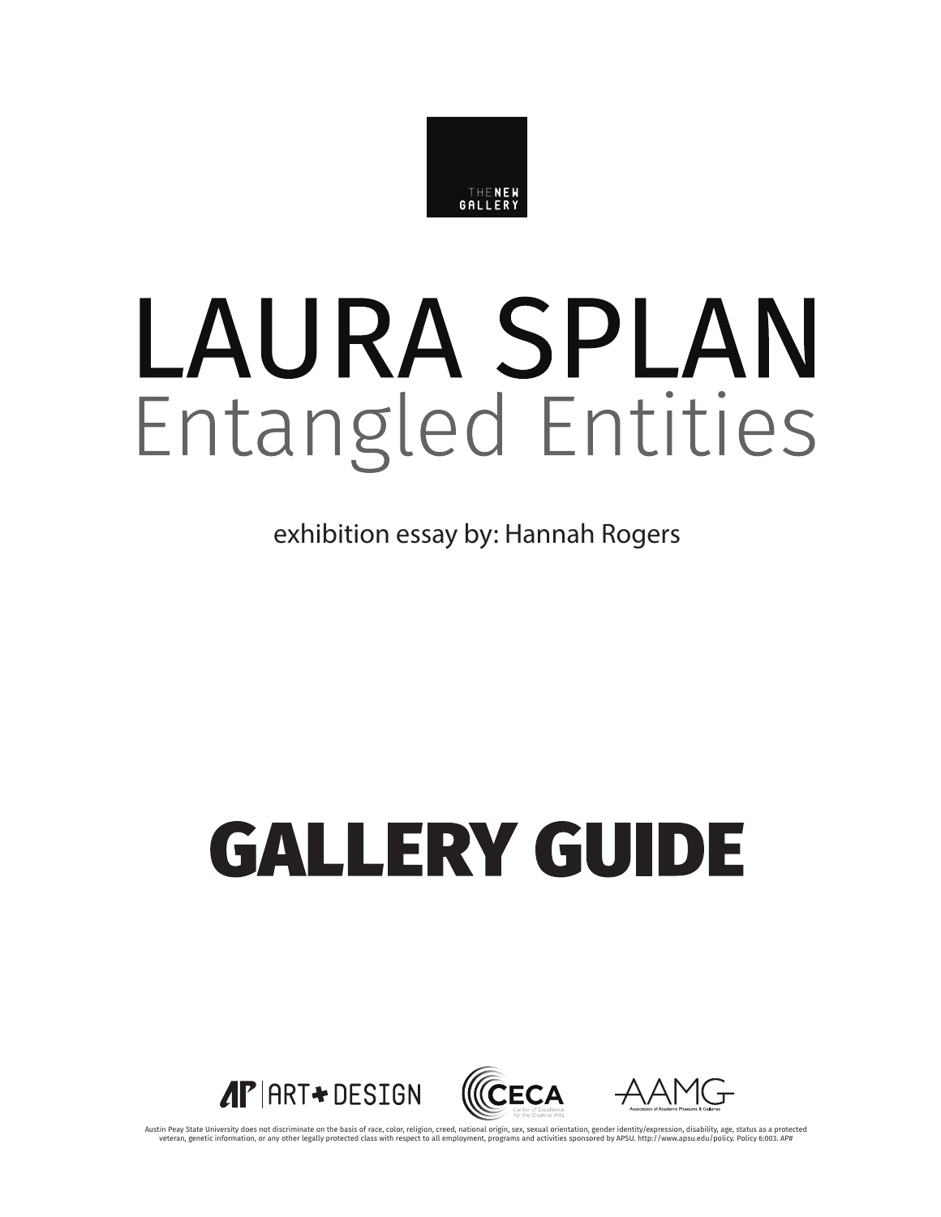THE NEW GALLERY

# LAURA SPLAN

## Entangled Entities

exhibition essay by: Hannah Rogers

# GALLERY GUIDE

AP | ART + DESIGN

CECA Center of Excellence for the Creative Arts

AAMG Association of Academic Museums & Galleries

Austin Peay State University does not discriminate on the basis of race, color, religion, creed, national origin, sex, sexual orientation, gender identity/expression, disability, age, status as a protected veteran, genetic information, or any other legally protected class with respect to all employment, programs and activities sponsored by APSU. http://www.apsu.edu/policy. Policy 6:003. AP#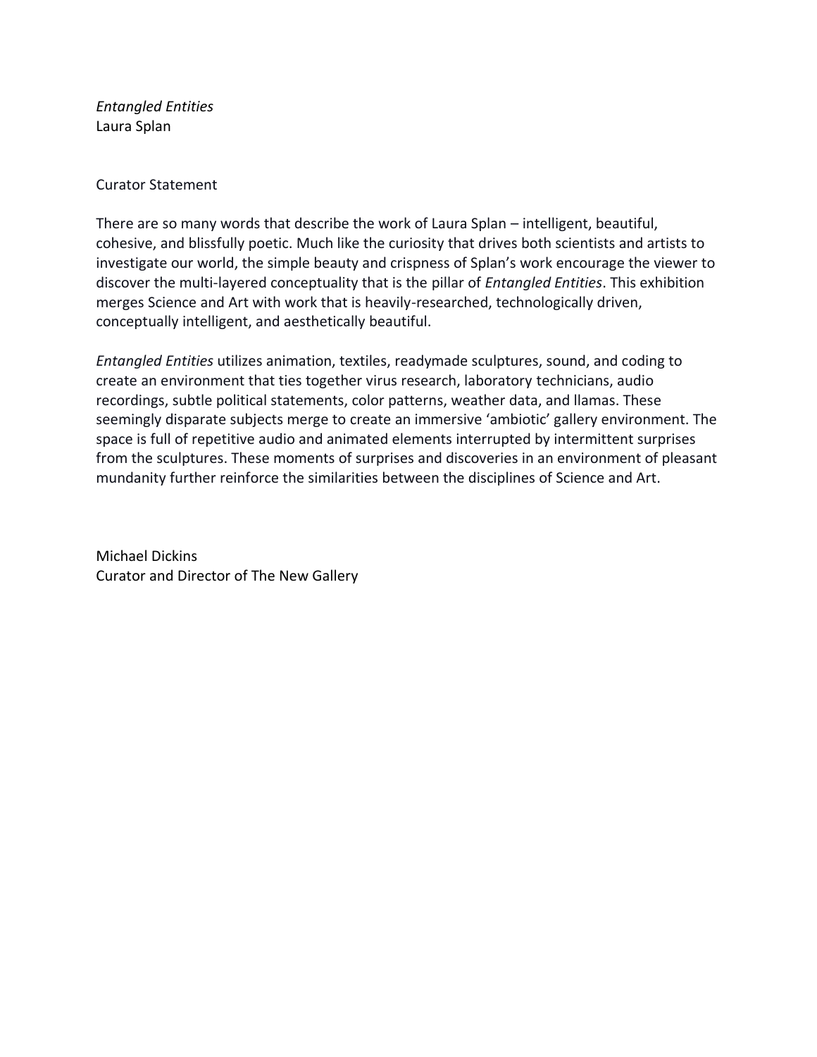*Entangled Entities*
Laura Splan

Curator Statement

There are so many words that describe the work of Laura Splan – intelligent, beautiful, cohesive, and blissfully poetic. Much like the curiosity that drives both scientists and artists to investigate our world, the simple beauty and crispness of Splan's work encourage the viewer to discover the multi-layered conceptuality that is the pillar of *Entangled Entities*. This exhibition merges Science and Art with work that is heavily-researched, technologically driven, conceptually intelligent, and aesthetically beautiful.

*Entangled Entities* utilizes animation, textiles, readymade sculptures, sound, and coding to create an environment that ties together virus research, laboratory technicians, audio recordings, subtle political statements, color patterns, weather data, and llamas. These seemingly disparate subjects merge to create an immersive 'ambiotic' gallery environment. The space is full of repetitive audio and animated elements interrupted by intermittent surprises from the sculptures. These moments of surprises and discoveries in an environment of pleasant mundanity further reinforce the similarities between the disciplines of Science and Art.

Michael Dickins
Curator and Director of The New Gallery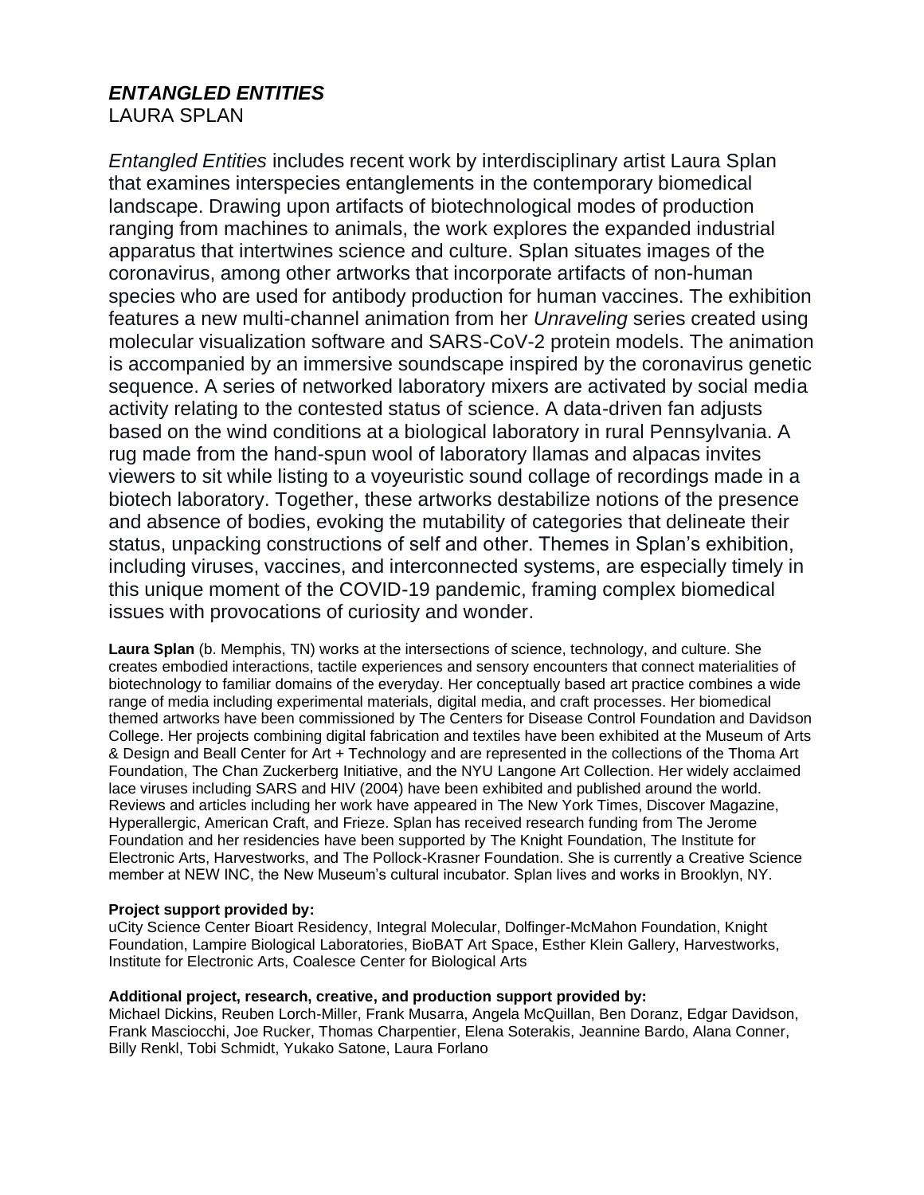## *ENTANGLED ENTITIES*
LAURA SPLAN

*Entangled Entities* includes recent work by interdisciplinary artist Laura Splan that examines interspecies entanglements in the contemporary biomedical landscape. Drawing upon artifacts of biotechnological modes of production ranging from machines to animals, the work explores the expanded industrial apparatus that intertwines science and culture. Splan situates images of the coronavirus, among other artworks that incorporate artifacts of non-human species who are used for antibody production for human vaccines. The exhibition features a new multi-channel animation from her *Unraveling* series created using molecular visualization software and SARS-CoV-2 protein models. The animation is accompanied by an immersive soundscape inspired by the coronavirus genetic sequence. A series of networked laboratory mixers are activated by social media activity relating to the contested status of science. A data-driven fan adjusts based on the wind conditions at a biological laboratory in rural Pennsylvania. A rug made from the hand-spun wool of laboratory llamas and alpacas invites viewers to sit while listing to a voyeuristic sound collage of recordings made in a biotech laboratory. Together, these artworks destabilize notions of the presence and absence of bodies, evoking the mutability of categories that delineate their status, unpacking constructions of self and other. Themes in Splan's exhibition, including viruses, vaccines, and interconnected systems, are especially timely in this unique moment of the COVID-19 pandemic, framing complex biomedical issues with provocations of curiosity and wonder.

**Laura Splan** (b. Memphis, TN) works at the intersections of science, technology, and culture. She creates embodied interactions, tactile experiences and sensory encounters that connect materialities of biotechnology to familiar domains of the everyday. Her conceptually based art practice combines a wide range of media including experimental materials, digital media, and craft processes. Her biomedical themed artworks have been commissioned by The Centers for Disease Control Foundation and Davidson College. Her projects combining digital fabrication and textiles have been exhibited at the Museum of Arts & Design and Beall Center for Art + Technology and are represented in the collections of the Thoma Art Foundation, The Chan Zuckerberg Initiative, and the NYU Langone Art Collection. Her widely acclaimed lace viruses including SARS and HIV (2004) have been exhibited and published around the world. Reviews and articles including her work have appeared in The New York Times, Discover Magazine, Hyperallergic, American Craft, and Frieze. Splan has received research funding from The Jerome Foundation and her residencies have been supported by The Knight Foundation, The Institute for Electronic Arts, Harvestworks, and The Pollock-Krasner Foundation. She is currently a Creative Science member at NEW INC, the New Museum's cultural incubator. Splan lives and works in Brooklyn, NY.

**Project support provided by:**
uCity Science Center Bioart Residency, Integral Molecular, Dolfinger-McMahon Foundation, Knight Foundation, Lampire Biological Laboratories, BioBAT Art Space, Esther Klein Gallery, Harvestworks, Institute for Electronic Arts, Coalesce Center for Biological Arts

**Additional project, research, creative, and production support provided by:**
Michael Dickins, Reuben Lorch-Miller, Frank Musarra, Angela McQuillan, Ben Doranz, Edgar Davidson, Frank Masciocchi, Joe Rucker, Thomas Charpentier, Elena Soterakis, Jeannine Bardo, Alana Conner, Billy Renkl, Tobi Schmidt, Yukako Satone, Laura Forlano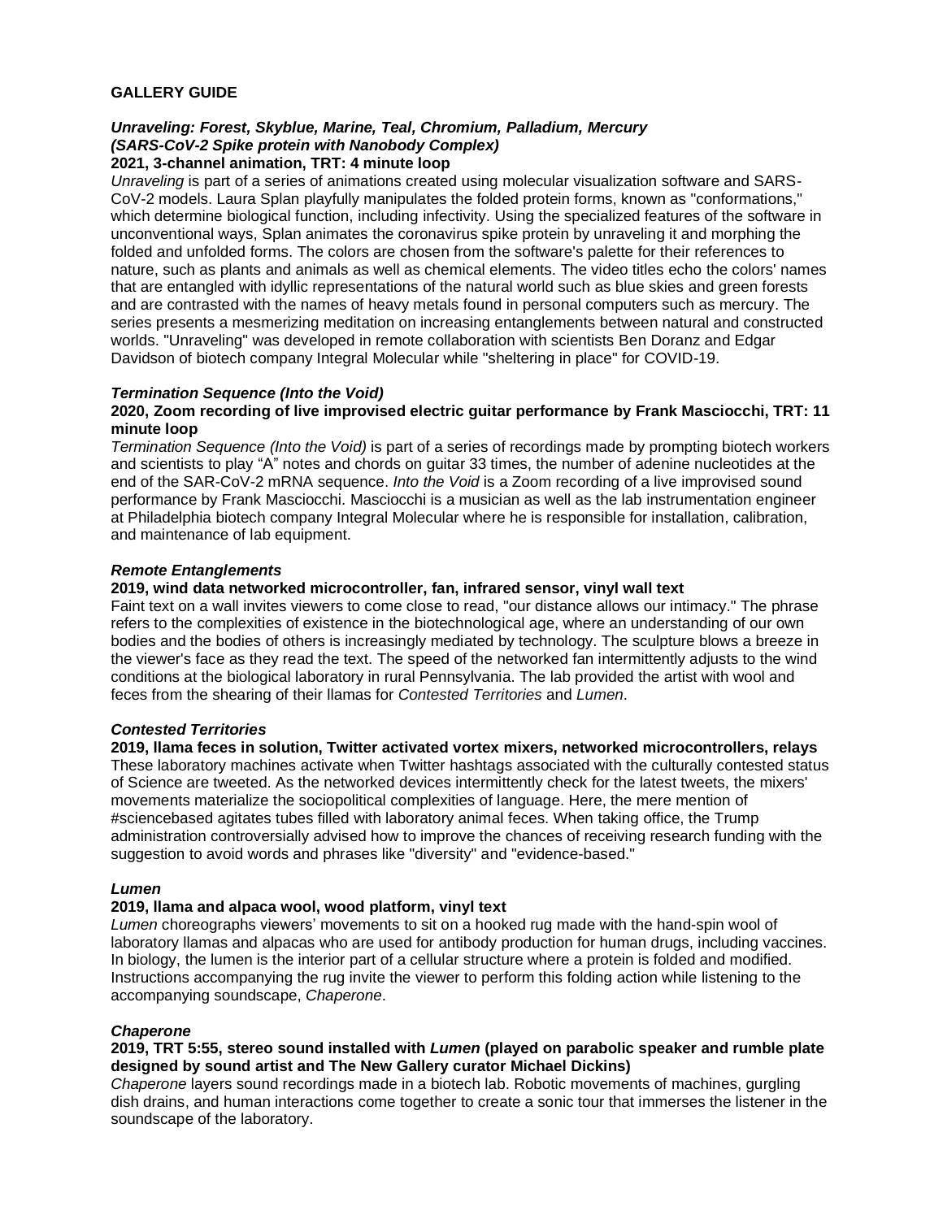**GALLERY GUIDE**

***Unraveling: Forest, Skyblue, Marine, Teal, Chromium, Palladium, Mercury (SARS-CoV-2 Spike protein with Nanobody Complex)***
**2021, 3-channel animation, TRT: 4 minute loop**

*Unraveling* is part of a series of animations created using molecular visualization software and SARS-CoV-2 models. Laura Splan playfully manipulates the folded protein forms, known as "conformations," which determine biological function, including infectivity. Using the specialized features of the software in unconventional ways, Splan animates the coronavirus spike protein by unraveling it and morphing the folded and unfolded forms. The colors are chosen from the software's palette for their references to nature, such as plants and animals as well as chemical elements. The video titles echo the colors' names that are entangled with idyllic representations of the natural world such as blue skies and green forests and are contrasted with the names of heavy metals found in personal computers such as mercury. The series presents a mesmerizing meditation on increasing entanglements between natural and constructed worlds. "Unraveling" was developed in remote collaboration with scientists Ben Doranz and Edgar Davidson of biotech company Integral Molecular while "sheltering in place" for COVID-19.

***Termination Sequence (Into the Void)***
**2020, Zoom recording of live improvised electric guitar performance by Frank Masciocchi, TRT: 11 minute loop**

*Termination Sequence (Into the Void)* is part of a series of recordings made by prompting biotech workers and scientists to play "A" notes and chords on guitar 33 times, the number of adenine nucleotides at the end of the SAR-CoV-2 mRNA sequence. *Into the Void* is a Zoom recording of a live improvised sound performance by Frank Masciocchi. Masciocchi is a musician as well as the lab instrumentation engineer at Philadelphia biotech company Integral Molecular where he is responsible for installation, calibration, and maintenance of lab equipment.

***Remote Entanglements***
**2019, wind data networked microcontroller, fan, infrared sensor, vinyl wall text**

Faint text on a wall invites viewers to come close to read, "our distance allows our intimacy." The phrase refers to the complexities of existence in the biotechnological age, where an understanding of our own bodies and the bodies of others is increasingly mediated by technology. The sculpture blows a breeze in the viewer's face as they read the text. The speed of the networked fan intermittently adjusts to the wind conditions at the biological laboratory in rural Pennsylvania. The lab provided the artist with wool and feces from the shearing of their llamas for *Contested Territories* and *Lumen*.

***Contested Territories***
**2019, llama feces in solution, Twitter activated vortex mixers, networked microcontrollers, relays**

These laboratory machines activate when Twitter hashtags associated with the culturally contested status of Science are tweeted. As the networked devices intermittently check for the latest tweets, the mixers' movements materialize the sociopolitical complexities of language. Here, the mere mention of #sciencebased agitates tubes filled with laboratory animal feces. When taking office, the Trump administration controversially advised how to improve the chances of receiving research funding with the suggestion to avoid words and phrases like "diversity" and "evidence-based."

***Lumen***
**2019, llama and alpaca wool, wood platform, vinyl text**

*Lumen* choreographs viewers' movements to sit on a hooked rug made with the hand-spin wool of laboratory llamas and alpacas who are used for antibody production for human drugs, including vaccines. In biology, the lumen is the interior part of a cellular structure where a protein is folded and modified. Instructions accompanying the rug invite the viewer to perform this folding action while listening to the accompanying soundscape, *Chaperone*.

***Chaperone***
**2019, TRT 5:55, stereo sound installed with *Lumen* (played on parabolic speaker and rumble plate designed by sound artist and The New Gallery curator Michael Dickins)**

*Chaperone* layers sound recordings made in a biotech lab. Robotic movements of machines, gurgling dish drains, and human interactions come together to create a sonic tour that immerses the listener in the soundscape of the laboratory.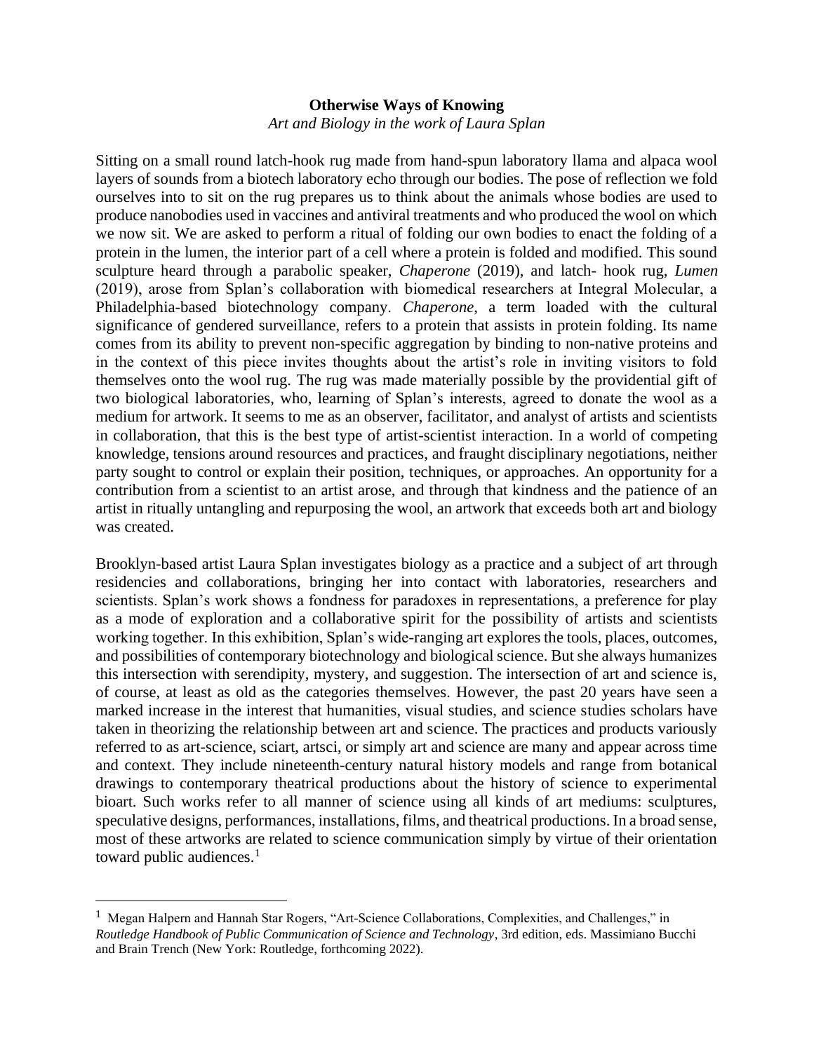**Otherwise Ways of Knowing**

*Art and Biology in the work of Laura Splan*

Sitting on a small round latch-hook rug made from hand-spun laboratory llama and alpaca wool layers of sounds from a biotech laboratory echo through our bodies. The pose of reflection we fold ourselves into to sit on the rug prepares us to think about the animals whose bodies are used to produce nanobodies used in vaccines and antiviral treatments and who produced the wool on which we now sit. We are asked to perform a ritual of folding our own bodies to enact the folding of a protein in the lumen, the interior part of a cell where a protein is folded and modified. This sound sculpture heard through a parabolic speaker, *Chaperone* (2019), and latch- hook rug, *Lumen* (2019), arose from Splan's collaboration with biomedical researchers at Integral Molecular, a Philadelphia-based biotechnology company. *Chaperone*, a term loaded with the cultural significance of gendered surveillance, refers to a protein that assists in protein folding. Its name comes from its ability to prevent non-specific aggregation by binding to non-native proteins and in the context of this piece invites thoughts about the artist's role in inviting visitors to fold themselves onto the wool rug. The rug was made materially possible by the providential gift of two biological laboratories, who, learning of Splan's interests, agreed to donate the wool as a medium for artwork. It seems to me as an observer, facilitator, and analyst of artists and scientists in collaboration, that this is the best type of artist-scientist interaction. In a world of competing knowledge, tensions around resources and practices, and fraught disciplinary negotiations, neither party sought to control or explain their position, techniques, or approaches. An opportunity for a contribution from a scientist to an artist arose, and through that kindness and the patience of an artist in ritually untangling and repurposing the wool, an artwork that exceeds both art and biology was created.

Brooklyn-based artist Laura Splan investigates biology as a practice and a subject of art through residencies and collaborations, bringing her into contact with laboratories, researchers and scientists. Splan's work shows a fondness for paradoxes in representations, a preference for play as a mode of exploration and a collaborative spirit for the possibility of artists and scientists working together. In this exhibition, Splan's wide-ranging art explores the tools, places, outcomes, and possibilities of contemporary biotechnology and biological science. But she always humanizes this intersection with serendipity, mystery, and suggestion. The intersection of art and science is, of course, at least as old as the categories themselves. However, the past 20 years have seen a marked increase in the interest that humanities, visual studies, and science studies scholars have taken in theorizing the relationship between art and science. The practices and products variously referred to as art-science, sciart, artsci, or simply art and science are many and appear across time and context. They include nineteenth-century natural history models and range from botanical drawings to contemporary theatrical productions about the history of science to experimental bioart. Such works refer to all manner of science using all kinds of art mediums: sculptures, speculative designs, performances, installations, films, and theatrical productions. In a broad sense, most of these artworks are related to science communication simply by virtue of their orientation toward public audiences.[1]

---

[1] Megan Halpern and Hannah Star Rogers, "Art-Science Collaborations, Complexities, and Challenges," in *Routledge Handbook of Public Communication of Science and Technology*, 3rd edition, eds. Massimiano Bucchi and Brain Trench (New York: Routledge, forthcoming 2022).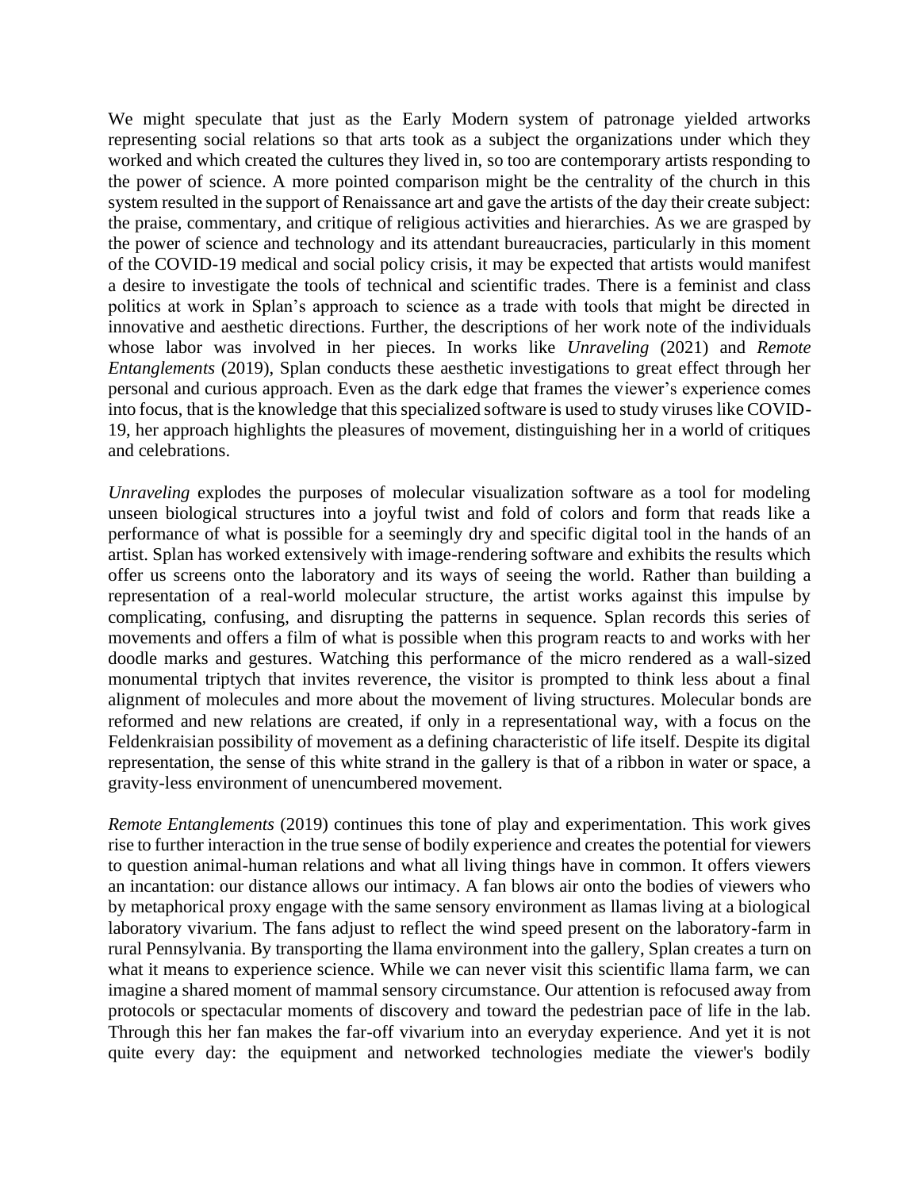We might speculate that just as the Early Modern system of patronage yielded artworks representing social relations so that arts took as a subject the organizations under which they worked and which created the cultures they lived in, so too are contemporary artists responding to the power of science. A more pointed comparison might be the centrality of the church in this system resulted in the support of Renaissance art and gave the artists of the day their create subject: the praise, commentary, and critique of religious activities and hierarchies. As we are grasped by the power of science and technology and its attendant bureaucracies, particularly in this moment of the COVID-19 medical and social policy crisis, it may be expected that artists would manifest a desire to investigate the tools of technical and scientific trades. There is a feminist and class politics at work in Splan's approach to science as a trade with tools that might be directed in innovative and aesthetic directions. Further, the descriptions of her work note of the individuals whose labor was involved in her pieces. In works like *Unraveling* (2021) and *Remote Entanglements* (2019), Splan conducts these aesthetic investigations to great effect through her personal and curious approach. Even as the dark edge that frames the viewer's experience comes into focus, that is the knowledge that this specialized software is used to study viruses like COVID-19, her approach highlights the pleasures of movement, distinguishing her in a world of critiques and celebrations.

*Unraveling* explodes the purposes of molecular visualization software as a tool for modeling unseen biological structures into a joyful twist and fold of colors and form that reads like a performance of what is possible for a seemingly dry and specific digital tool in the hands of an artist. Splan has worked extensively with image-rendering software and exhibits the results which offer us screens onto the laboratory and its ways of seeing the world. Rather than building a representation of a real-world molecular structure, the artist works against this impulse by complicating, confusing, and disrupting the patterns in sequence. Splan records this series of movements and offers a film of what is possible when this program reacts to and works with her doodle marks and gestures. Watching this performance of the micro rendered as a wall-sized monumental triptych that invites reverence, the visitor is prompted to think less about a final alignment of molecules and more about the movement of living structures. Molecular bonds are reformed and new relations are created, if only in a representational way, with a focus on the Feldenkraisian possibility of movement as a defining characteristic of life itself. Despite its digital representation, the sense of this white strand in the gallery is that of a ribbon in water or space, a gravity-less environment of unencumbered movement.

*Remote Entanglements* (2019) continues this tone of play and experimentation. This work gives rise to further interaction in the true sense of bodily experience and creates the potential for viewers to question animal-human relations and what all living things have in common. It offers viewers an incantation: our distance allows our intimacy. A fan blows air onto the bodies of viewers who by metaphorical proxy engage with the same sensory environment as llamas living at a biological laboratory vivarium. The fans adjust to reflect the wind speed present on the laboratory-farm in rural Pennsylvania. By transporting the llama environment into the gallery, Splan creates a turn on what it means to experience science. While we can never visit this scientific llama farm, we can imagine a shared moment of mammal sensory circumstance. Our attention is refocused away from protocols or spectacular moments of discovery and toward the pedestrian pace of life in the lab. Through this her fan makes the far-off vivarium into an everyday experience. And yet it is not quite every day: the equipment and networked technologies mediate the viewer's bodily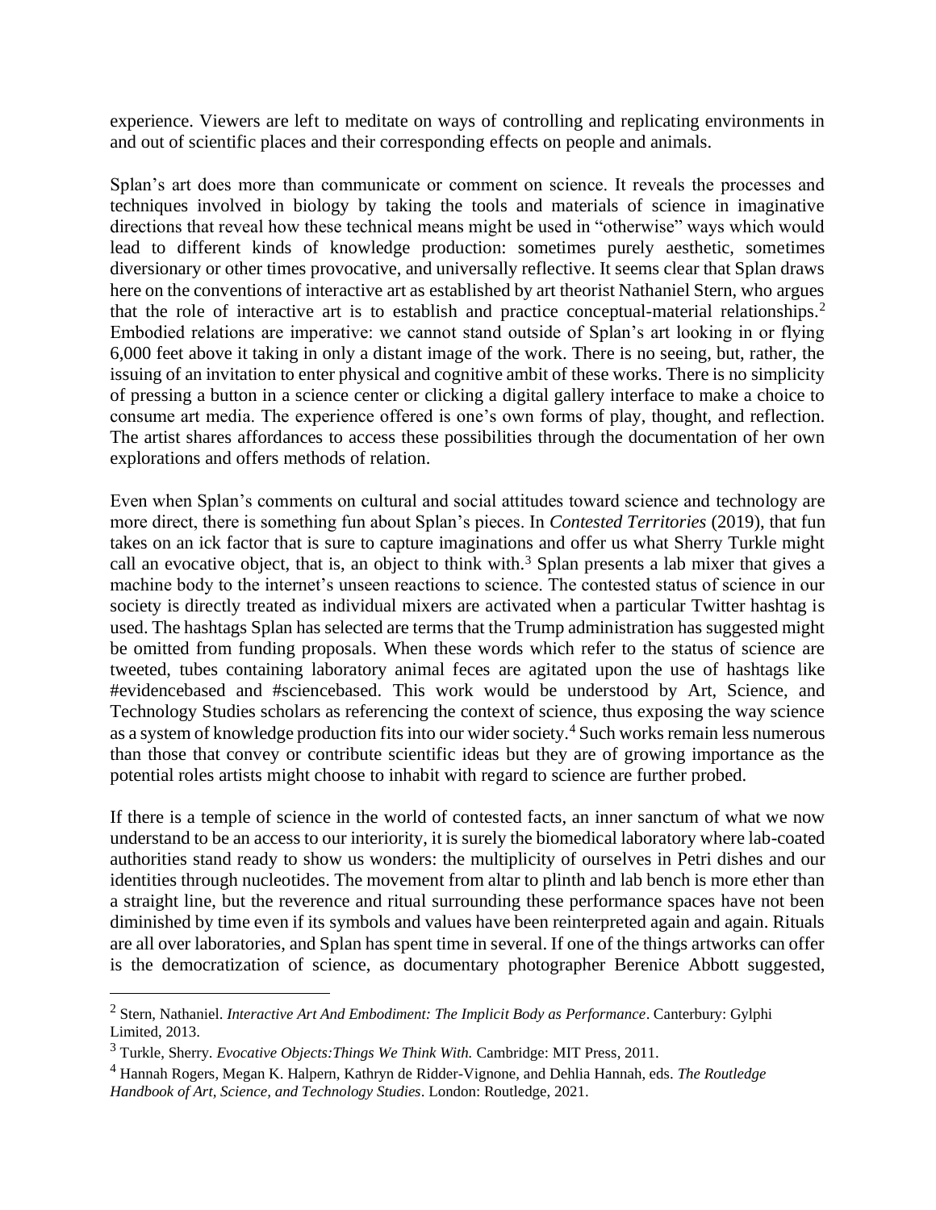experience. Viewers are left to meditate on ways of controlling and replicating environments in and out of scientific places and their corresponding effects on people and animals.

Splan's art does more than communicate or comment on science. It reveals the processes and techniques involved in biology by taking the tools and materials of science in imaginative directions that reveal how these technical means might be used in "otherwise" ways which would lead to different kinds of knowledge production: sometimes purely aesthetic, sometimes diversionary or other times provocative, and universally reflective. It seems clear that Splan draws here on the conventions of interactive art as established by art theorist Nathaniel Stern, who argues that the role of interactive art is to establish and practice conceptual-material relationships.[2] Embodied relations are imperative: we cannot stand outside of Splan's art looking in or flying 6,000 feet above it taking in only a distant image of the work. There is no seeing, but, rather, the issuing of an invitation to enter physical and cognitive ambit of these works. There is no simplicity of pressing a button in a science center or clicking a digital gallery interface to make a choice to consume art media. The experience offered is one's own forms of play, thought, and reflection. The artist shares affordances to access these possibilities through the documentation of her own explorations and offers methods of relation.

Even when Splan's comments on cultural and social attitudes toward science and technology are more direct, there is something fun about Splan's pieces. In *Contested Territories* (2019), that fun takes on an ick factor that is sure to capture imaginations and offer us what Sherry Turkle might call an evocative object, that is, an object to think with.[3] Splan presents a lab mixer that gives a machine body to the internet's unseen reactions to science. The contested status of science in our society is directly treated as individual mixers are activated when a particular Twitter hashtag is used. The hashtags Splan has selected are terms that the Trump administration has suggested might be omitted from funding proposals. When these words which refer to the status of science are tweeted, tubes containing laboratory animal feces are agitated upon the use of hashtags like #evidencebased and #sciencebased. This work would be understood by Art, Science, and Technology Studies scholars as referencing the context of science, thus exposing the way science as a system of knowledge production fits into our wider society.[4] Such works remain less numerous than those that convey or contribute scientific ideas but they are of growing importance as the potential roles artists might choose to inhabit with regard to science are further probed.

If there is a temple of science in the world of contested facts, an inner sanctum of what we now understand to be an access to our interiority, it is surely the biomedical laboratory where lab-coated authorities stand ready to show us wonders: the multiplicity of ourselves in Petri dishes and our identities through nucleotides. The movement from altar to plinth and lab bench is more ether than a straight line, but the reverence and ritual surrounding these performance spaces have not been diminished by time even if its symbols and values have been reinterpreted again and again. Rituals are all over laboratories, and Splan has spent time in several. If one of the things artworks can offer is the democratization of science, as documentary photographer Berenice Abbott suggested,

---

[2] Stern, Nathaniel. *Interactive Art And Embodiment: The Implicit Body as Performance*. Canterbury: Gylphi Limited, 2013.

[3] Turkle, Sherry. *Evocative Objects:Things We Think With.* Cambridge: MIT Press, 2011.

[4] Hannah Rogers, Megan K. Halpern, Kathryn de Ridder-Vignone, and Dehlia Hannah, eds. *The Routledge Handbook of Art, Science, and Technology Studies*. London: Routledge, 2021.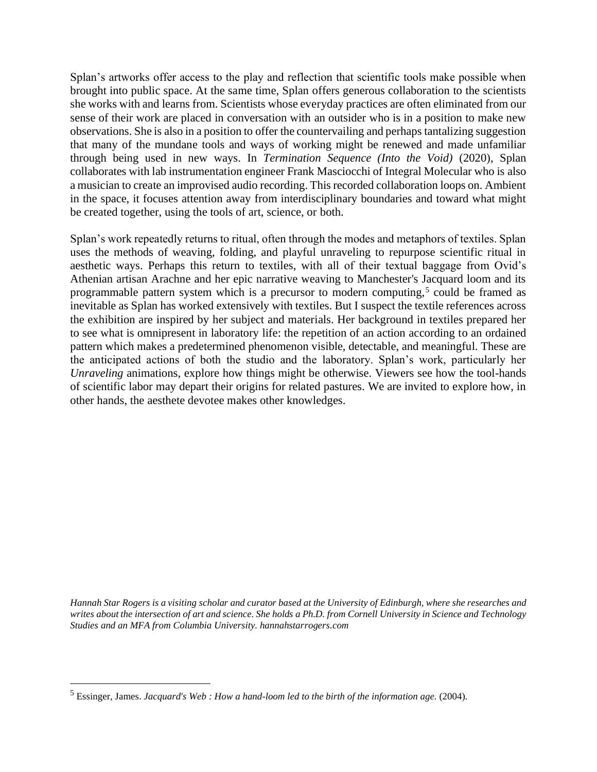Splan's artworks offer access to the play and reflection that scientific tools make possible when brought into public space. At the same time, Splan offers generous collaboration to the scientists she works with and learns from. Scientists whose everyday practices are often eliminated from our sense of their work are placed in conversation with an outsider who is in a position to make new observations. She is also in a position to offer the countervailing and perhaps tantalizing suggestion that many of the mundane tools and ways of working might be renewed and made unfamiliar through being used in new ways. In *Termination Sequence (Into the Void)* (2020), Splan collaborates with lab instrumentation engineer Frank Masciocchi of Integral Molecular who is also a musician to create an improvised audio recording. This recorded collaboration loops on. Ambient in the space, it focuses attention away from interdisciplinary boundaries and toward what might be created together, using the tools of art, science, or both.

Splan's work repeatedly returns to ritual, often through the modes and metaphors of textiles. Splan uses the methods of weaving, folding, and playful unraveling to repurpose scientific ritual in aesthetic ways. Perhaps this return to textiles, with all of their textual baggage from Ovid's Athenian artisan Arachne and her epic narrative weaving to Manchester's Jacquard loom and its programmable pattern system which is a precursor to modern computing,[5] could be framed as inevitable as Splan has worked extensively with textiles. But I suspect the textile references across the exhibition are inspired by her subject and materials. Her background in textiles prepared her to see what is omnipresent in laboratory life: the repetition of an action according to an ordained pattern which makes a predetermined phenomenon visible, detectable, and meaningful. These are the anticipated actions of both the studio and the laboratory. Splan's work, particularly her *Unraveling* animations, explore how things might be otherwise. Viewers see how the tool-hands of scientific labor may depart their origins for related pastures. We are invited to explore how, in other hands, the aesthete devotee makes other knowledges.

*Hannah Star Rogers is a visiting scholar and curator based at the University of Edinburgh, where she researches and writes about the intersection of art and science. She holds a Ph.D. from Cornell University in Science and Technology Studies and an MFA from Columbia University. hannahstarrogers.com*

---

[5] Essinger, James. *Jacquard's Web : How a hand-loom led to the birth of the information age.* (2004).